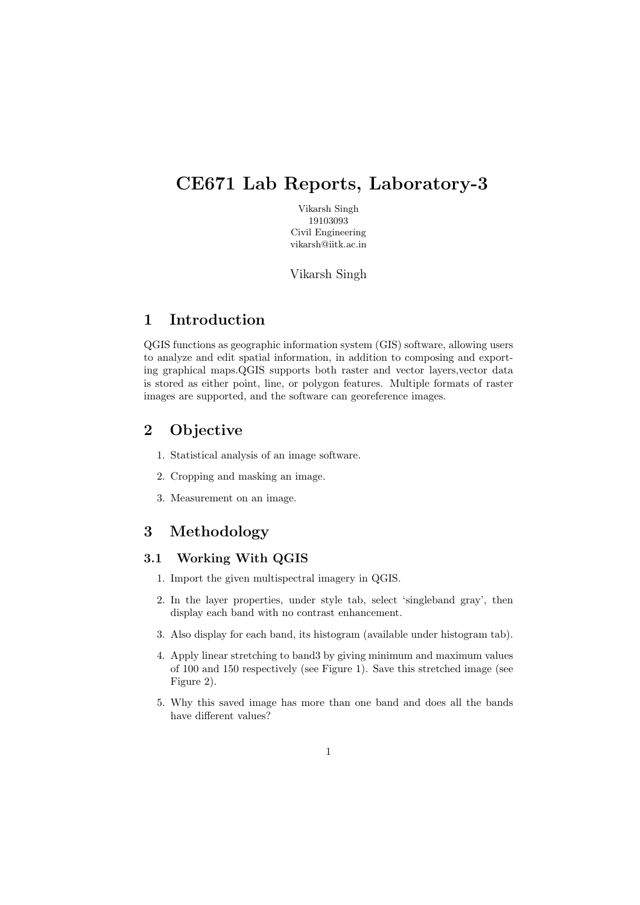# CE671 Lab Reports, Laboratory-3

Vikarsh Singh
19103093
Civil Engineering
vikarsh@iitk.ac.in

Vikarsh Singh

## 1 Introduction

QGIS functions as geographic information system (GIS) software, allowing users to analyze and edit spatial information, in addition to composing and exporting graphical maps.QGIS supports both raster and vector layers,vector data is stored as either point, line, or polygon features. Multiple formats of raster images are supported, and the software can georeference images.

## 2 Objective

1. Statistical analysis of an image software.
2. Cropping and masking an image.
3. Measurement on an image.

## 3 Methodology

### 3.1 Working With QGIS

1. Import the given multispectral imagery in QGIS.
2. In the layer properties, under style tab, select 'singleband gray', then display each band with no contrast enhancement.
3. Also display for each band, its histogram (available under histogram tab).
4. Apply linear stretching to band3 by giving minimum and maximum values of 100 and 150 respectively (see Figure 1). Save this stretched image (see Figure 2).
5. Why this saved image has more than one band and does all the bands have different values?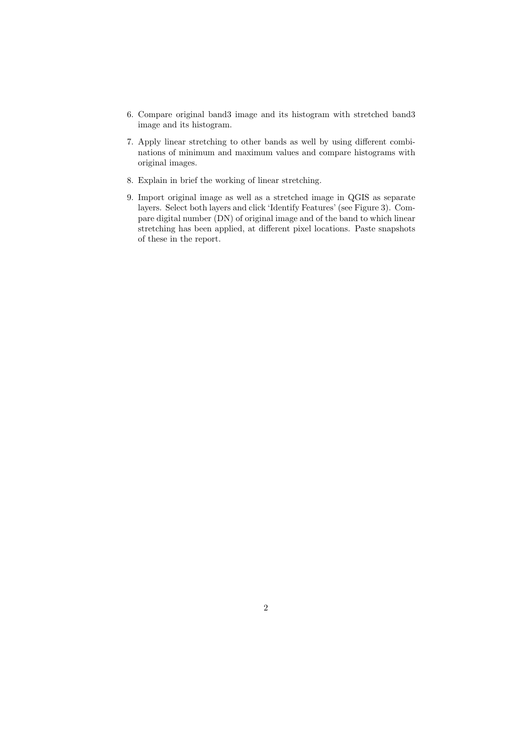6. Compare original band3 image and its histogram with stretched band3 image and its histogram.

7. Apply linear stretching to other bands as well by using different combinations of minimum and maximum values and compare histograms with original images.

8. Explain in brief the working of linear stretching.

9. Import original image as well as a stretched image in QGIS as separate layers. Select both layers and click 'Identify Features' (see Figure 3). Compare digital number (DN) of original image and of the band to which linear stretching has been applied, at different pixel locations. Paste snapshots of these in the report.